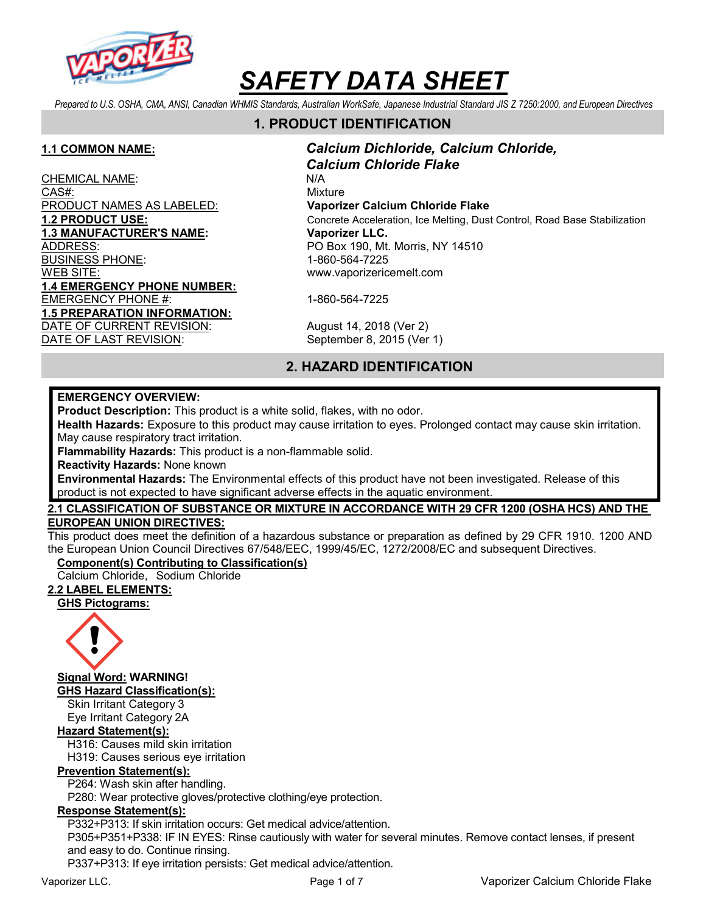# SAFETY DATA SHEET

*Prepared to U.S. OSHA, CMA, ANSI, Canadian WHMIS Standards, Australian WorkSafe, Japanese Industrial Standard JIS Z 7250:2000, and European Directives*

## 1. PRODUCT IDENTIFICATION

**1.1 COMMON NAME:** ***Calcium Dichloride, Calcium Chloride, Calcium Chloride Flake***

CHEMICAL NAME: N/A

CAS#: Mixture

PRODUCT NAMES AS LABELED: **Vaporizer Calcium Chloride Flake**

**1.2 PRODUCT USE:** Concrete Acceleration, Ice Melting, Dust Control, Road Base Stabilization

**1.3 MANUFACTURER'S NAME:** **Vaporizer LLC.**

ADDRESS: PO Box 190, Mt. Morris, NY 14510

BUSINESS PHONE: 1-860-564-7225

WEB SITE: www.vaporizericemelt.com

**1.4 EMERGENCY PHONE NUMBER:**

EMERGENCY PHONE #: 1-860-564-7225

**1.5 PREPARATION INFORMATION:**

DATE OF CURRENT REVISION: August 14, 2018 (Ver 2)

DATE OF LAST REVISION: September 8, 2015 (Ver 1)

## 2. HAZARD IDENTIFICATION

**EMERGENCY OVERVIEW:**

**Product Description:** This product is a white solid, flakes, with no odor.

**Health Hazards:** Exposure to this product may cause irritation to eyes. Prolonged contact may cause skin irritation. May cause respiratory tract irritation.

**Flammability Hazards:** This product is a non-flammable solid.

**Reactivity Hazards:** None known

**Environmental Hazards:** The Environmental effects of this product have not been investigated. Release of this product is not expected to have significant adverse effects in the aquatic environment.

**2.1 CLASSIFICATION OF SUBSTANCE OR MIXTURE IN ACCORDANCE WITH 29 CFR 1200 (OSHA HCS) AND THE EUROPEAN UNION DIRECTIVES:**

This product does meet the definition of a hazardous substance or preparation as defined by 29 CFR 1910. 1200 AND the European Union Council Directives 67/548/EEC, 1999/45/EC, 1272/2008/EC and subsequent Directives.

**Component(s) Contributing to Classification(s)**

Calcium Chloride, Sodium Chloride

**2.2 LABEL ELEMENTS:**

**GHS Pictograms:**

**Signal Word:** **WARNING!**

**GHS Hazard Classification(s):**

- Skin Irritant Category 3
- Eye Irritant Category 2A

**Hazard Statement(s):**

- H316: Causes mild skin irritation
- H319: Causes serious eye irritation

**Prevention Statement(s):**

- P264: Wash skin after handling.
- P280: Wear protective gloves/protective clothing/eye protection.

**Response Statement(s):**

- P332+P313: If skin irritation occurs: Get medical advice/attention.
- P305+P351+P338: IF IN EYES: Rinse cautiously with water for several minutes. Remove contact lenses, if present and easy to do. Continue rinsing.
- P337+P313: If eye irritation persists: Get medical advice/attention.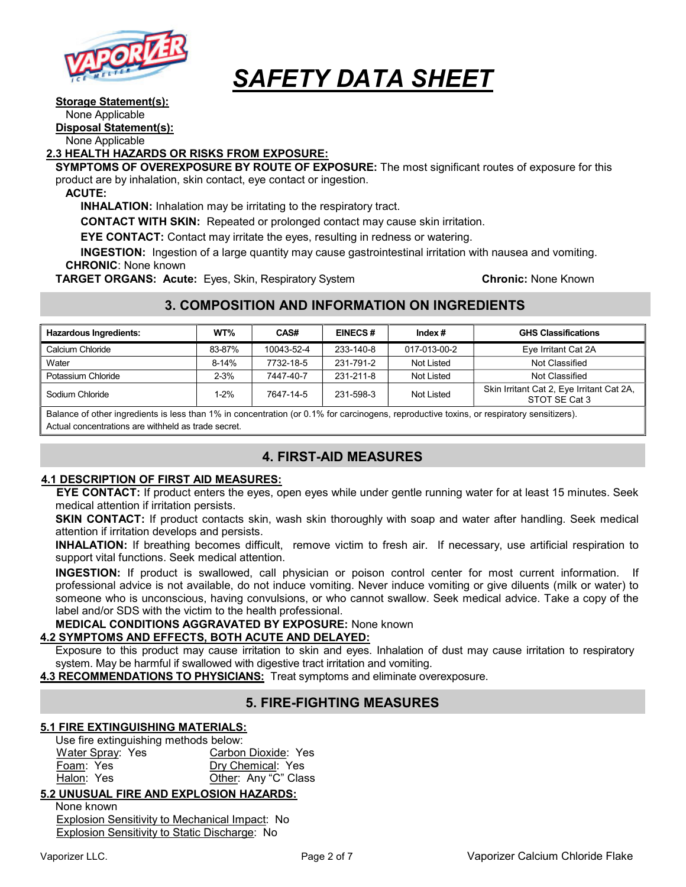**Storage Statement(s):**

None Applicable

**Disposal Statement(s):**

None Applicable

**2.3 HEALTH HAZARDS OR RISKS FROM EXPOSURE:**

**SYMPTOMS OF OVEREXPOSURE BY ROUTE OF EXPOSURE:** The most significant routes of exposure for this product are by inhalation, skin contact, eye contact or ingestion.

**ACUTE:**

**INHALATION:** Inhalation may be irritating to the respiratory tract.

**CONTACT WITH SKIN:** Repeated or prolonged contact may cause skin irritation.

**EYE CONTACT:** Contact may irritate the eyes, resulting in redness or watering.

**INGESTION:** Ingestion of a large quantity may cause gastrointestinal irritation with nausea and vomiting.

**CHRONIC**: None known

**TARGET ORGANS: Acute:** Eyes, Skin, Respiratory System **Chronic:** None Known

## 3. COMPOSITION AND INFORMATION ON INGREDIENTS

| Hazardous Ingredients: | WT% | CAS# | EINECS # | Index # | GHS Classifications |
|---|---|---|---|---|---|
| Calcium Chloride | 83-87% | 10043-52-4 | 233-140-8 | 017-013-00-2 | Eye Irritant Cat 2A |
| Water | 8-14% | 7732-18-5 | 231-791-2 | Not Listed | Not Classified |
| Potassium Chloride | 2-3% | 7447-40-7 | 231-211-8 | Not Listed | Not Classified |
| Sodium Chloride | 1-2% | 7647-14-5 | 231-598-3 | Not Listed | Skin Irritant Cat 2, Eye Irritant Cat 2A, STOT SE Cat 3 |

Balance of other ingredients is less than 1% in concentration (or 0.1% for carcinogens, reproductive toxins, or respiratory sensitizers). Actual concentrations are withheld as trade secret.

## 4. FIRST-AID MEASURES

**4.1 DESCRIPTION OF FIRST AID MEASURES:**

**EYE CONTACT:** If product enters the eyes, open eyes while under gentle running water for at least 15 minutes. Seek medical attention if irritation persists.

**SKIN CONTACT:** If product contacts skin, wash skin thoroughly with soap and water after handling. Seek medical attention if irritation develops and persists.

**INHALATION:** If breathing becomes difficult, remove victim to fresh air. If necessary, use artificial respiration to support vital functions. Seek medical attention.

**INGESTION:** If product is swallowed, call physician or poison control center for most current information. If professional advice is not available, do not induce vomiting. Never induce vomiting or give diluents (milk or water) to someone who is unconscious, having convulsions, or who cannot swallow. Seek medical advice. Take a copy of the label and/or SDS with the victim to the health professional.

**MEDICAL CONDITIONS AGGRAVATED BY EXPOSURE:** None known

**4.2 SYMPTOMS AND EFFECTS, BOTH ACUTE AND DELAYED:**

Exposure to this product may cause irritation to skin and eyes. Inhalation of dust may cause irritation to respiratory system. May be harmful if swallowed with digestive tract irritation and vomiting.

**4.3 RECOMMENDATIONS TO PHYSICIANS:** Treat symptoms and eliminate overexposure.

## 5. FIRE-FIGHTING MEASURES

**5.1 FIRE EXTINGUISHING MATERIALS:**

Use fire extinguishing methods below:

Water Spray: Yes
Carbon Dioxide: Yes
Foam: Yes
Dry Chemical: Yes
Halon: Yes
Other: Any "C" Class

**5.2 UNUSUAL FIRE AND EXPLOSION HAZARDS:**

None known

Explosion Sensitivity to Mechanical Impact: No

Explosion Sensitivity to Static Discharge: No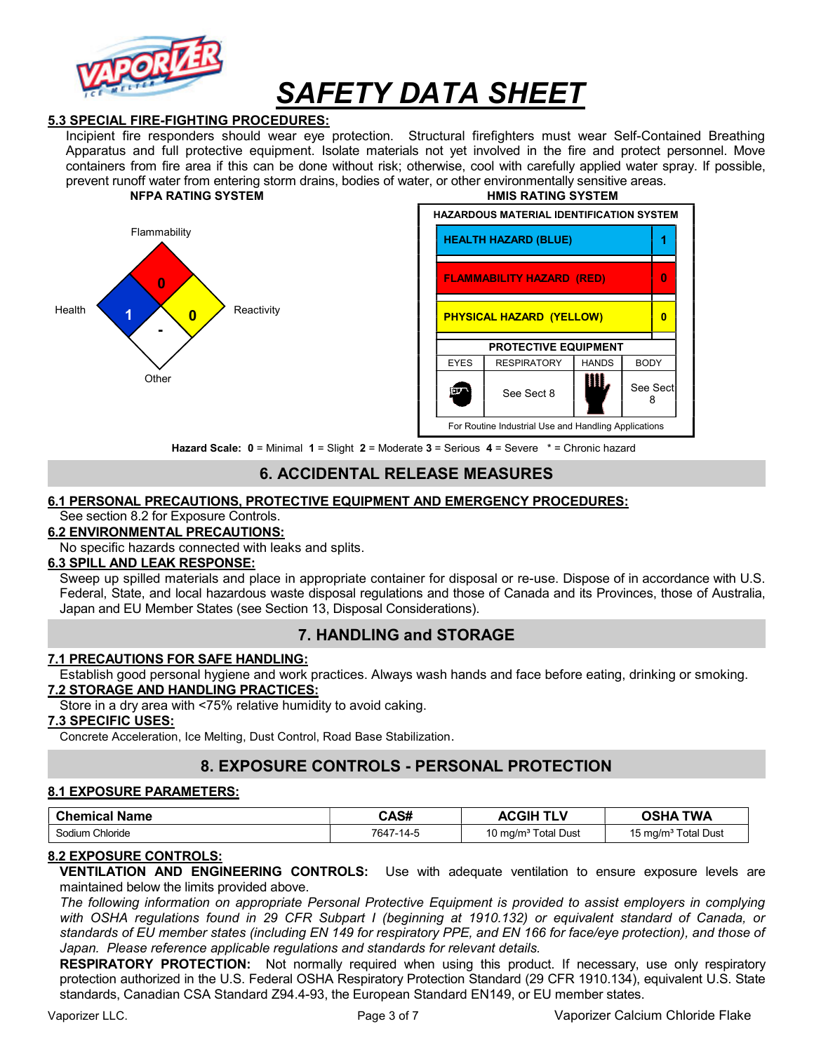#### 5.3 SPECIAL FIRE-FIGHTING PROCEDURES:

Incipient fire responders should wear eye protection. Structural firefighters must wear Self-Contained Breathing Apparatus and full protective equipment. Isolate materials not yet involved in the fire and protect personnel. Move containers from fire area if this can be done without risk; otherwise, cool with carefully applied water spray. If possible, prevent runoff water from entering storm drains, bodies of water, or other environmentally sensitive areas.

**NFPA RATING SYSTEM**

| Category | Rating |
|---|---|
| Flammability | 0 |
| Health | 1 |
| Reactivity | 0 |
| Other | - |

**HMIS RATING SYSTEM**

| HAZARDOUS MATERIAL IDENTIFICATION SYSTEM | |
|---|---|
| HEALTH HAZARD (BLUE) | 1 |
| FLAMMABILITY HAZARD (RED) | 0 |
| PHYSICAL HAZARD (YELLOW) | 0 |

| PROTECTIVE EQUIPMENT | | | |
|---|---|---|---|
| EYES | RESPIRATORY | HANDS | BODY |
| | See Sect 8 | | See Sect 8 |

For Routine Industrial Use and Handling Applications

**Hazard Scale: 0** = Minimal **1** = Slight **2** = Moderate **3** = Serious **4** = Severe * = Chronic hazard

## 6. ACCIDENTAL RELEASE MEASURES

#### 6.1 PERSONAL PRECAUTIONS, PROTECTIVE EQUIPMENT AND EMERGENCY PROCEDURES:

See section 8.2 for Exposure Controls.

#### 6.2 ENVIRONMENTAL PRECAUTIONS:

No specific hazards connected with leaks and splits.

#### 6.3 SPILL AND LEAK RESPONSE:

Sweep up spilled materials and place in appropriate container for disposal or re-use. Dispose of in accordance with U.S. Federal, State, and local hazardous waste disposal regulations and those of Canada and its Provinces, those of Australia, Japan and EU Member States (see Section 13, Disposal Considerations).

## 7. HANDLING and STORAGE

#### 7.1 PRECAUTIONS FOR SAFE HANDLING:

Establish good personal hygiene and work practices. Always wash hands and face before eating, drinking or smoking.

#### 7.2 STORAGE AND HANDLING PRACTICES:

Store in a dry area with <75% relative humidity to avoid caking.

#### 7.3 SPECIFIC USES:

Concrete Acceleration, Ice Melting, Dust Control, Road Base Stabilization.

## 8. EXPOSURE CONTROLS - PERSONAL PROTECTION

#### 8.1 EXPOSURE PARAMETERS:

| Chemical Name | CAS# | ACGIH TLV | OSHA TWA |
|---|---|---|---|
| Sodium Chloride | 7647-14-5 | 10 mg/m$^3$ Total Dust | 15 mg/m$^3$ Total Dust |

#### 8.2 EXPOSURE CONTROLS:

**VENTILATION AND ENGINEERING CONTROLS:** Use with adequate ventilation to ensure exposure levels are maintained below the limits provided above.

*The following information on appropriate Personal Protective Equipment is provided to assist employers in complying with OSHA regulations found in 29 CFR Subpart I (beginning at 1910.132) or equivalent standard of Canada, or standards of EU member states (including EN 149 for respiratory PPE, and EN 166 for face/eye protection), and those of Japan. Please reference applicable regulations and standards for relevant details.*

**RESPIRATORY PROTECTION:** Not normally required when using this product. If necessary, use only respiratory protection authorized in the U.S. Federal OSHA Respiratory Protection Standard (29 CFR 1910.134), equivalent U.S. State standards, Canadian CSA Standard Z94.4-93, the European Standard EN149, or EU member states.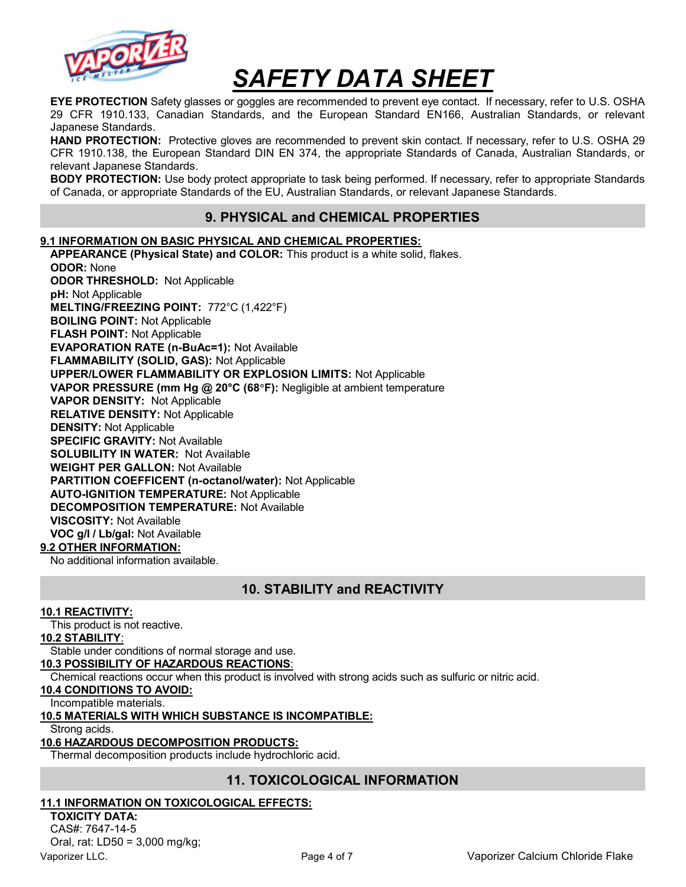**EYE PROTECTION** Safety glasses or goggles are recommended to prevent eye contact. If necessary, refer to U.S. OSHA 29 CFR 1910.133, Canadian Standards, and the European Standard EN166, Australian Standards, or relevant Japanese Standards.

**HAND PROTECTION:** Protective gloves are recommended to prevent skin contact. If necessary, refer to U.S. OSHA 29 CFR 1910.138, the European Standard DIN EN 374, the appropriate Standards of Canada, Australian Standards, or relevant Japanese Standards.

**BODY PROTECTION:** Use body protect appropriate to task being performed. If necessary, refer to appropriate Standards of Canada, or appropriate Standards of the EU, Australian Standards, or relevant Japanese Standards.

## 9. PHYSICAL and CHEMICAL PROPERTIES

### 9.1 INFORMATION ON BASIC PHYSICAL AND CHEMICAL PROPERTIES:

**APPEARANCE (Physical State) and COLOR:** This product is a white solid, flakes.
**ODOR:** None
**ODOR THRESHOLD:** Not Applicable
**pH:** Not Applicable
**MELTING/FREEZING POINT:** 772°C (1,422°F)
**BOILING POINT:** Not Applicable
**FLASH POINT:** Not Applicable
**EVAPORATION RATE (n-BuAc=1):** Not Available
**FLAMMABILITY (SOLID, GAS):** Not Applicable
**UPPER/LOWER FLAMMABILITY OR EXPLOSION LIMITS:** Not Applicable
**VAPOR PRESSURE (mm Hg @ 20°C (68°F):** Negligible at ambient temperature
**VAPOR DENSITY:** Not Applicable
**RELATIVE DENSITY:** Not Applicable
**DENSITY:** Not Applicable
**SPECIFIC GRAVITY:** Not Available
**SOLUBILITY IN WATER:** Not Available
**WEIGHT PER GALLON:** Not Available
**PARTITION COEFFICENT (n-octanol/water):** Not Applicable
**AUTO-IGNITION TEMPERATURE:** Not Applicable
**DECOMPOSITION TEMPERATURE:** Not Available
**VISCOSITY:** Not Available
**VOC g/l / Lb/gal:** Not Available

### 9.2 OTHER INFORMATION:

No additional information available.

## 10. STABILITY and REACTIVITY

### 10.1 REACTIVITY:

This product is not reactive.

### 10.2 STABILITY:

Stable under conditions of normal storage and use.

### 10.3 POSSIBILITY OF HAZARDOUS REACTIONS:

Chemical reactions occur when this product is involved with strong acids such as sulfuric or nitric acid.

### 10.4 CONDITIONS TO AVOID:

Incompatible materials.

### 10.5 MATERIALS WITH WHICH SUBSTANCE IS INCOMPATIBLE:

Strong acids.

### 10.6 HAZARDOUS DECOMPOSITION PRODUCTS:

Thermal decomposition products include hydrochloric acid.

## 11. TOXICOLOGICAL INFORMATION

### 11.1 INFORMATION ON TOXICOLOGICAL EFFECTS:

**TOXICITY DATA:**
CAS#: 7647-14-5
Oral, rat: LD50 = 3,000 mg/kg;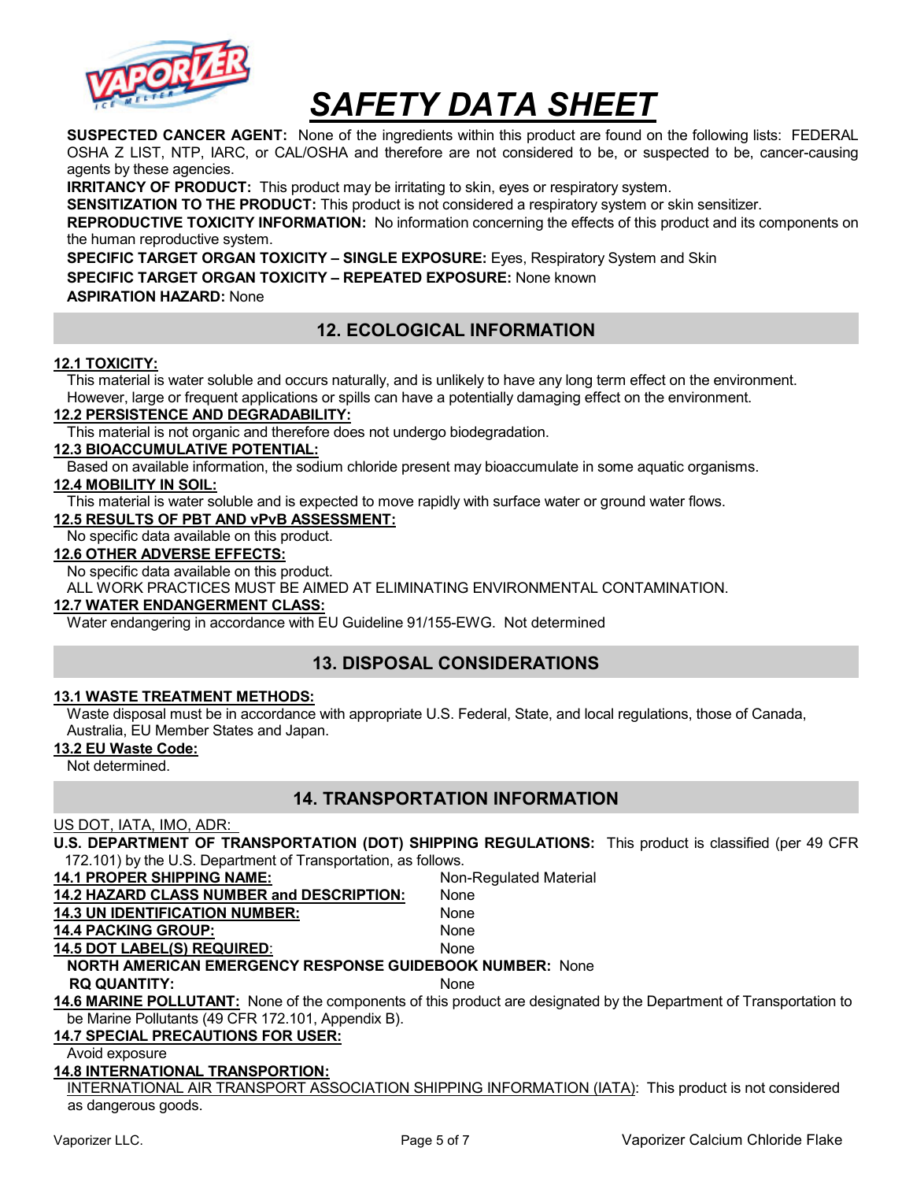**SUSPECTED CANCER AGENT:** None of the ingredients within this product are found on the following lists: FEDERAL OSHA Z LIST, NTP, IARC, or CAL/OSHA and therefore are not considered to be, or suspected to be, cancer-causing agents by these agencies.

**IRRITANCY OF PRODUCT:** This product may be irritating to skin, eyes or respiratory system.

**SENSITIZATION TO THE PRODUCT:** This product is not considered a respiratory system or skin sensitizer.

**REPRODUCTIVE TOXICITY INFORMATION:** No information concerning the effects of this product and its components on the human reproductive system.

**SPECIFIC TARGET ORGAN TOXICITY – SINGLE EXPOSURE:** Eyes, Respiratory System and Skin

**SPECIFIC TARGET ORGAN TOXICITY – REPEATED EXPOSURE:** None known

**ASPIRATION HAZARD:** None

## 12. ECOLOGICAL INFORMATION

**12.1 TOXICITY:**

This material is water soluble and occurs naturally, and is unlikely to have any long term effect on the environment. However, large or frequent applications or spills can have a potentially damaging effect on the environment.

**12.2 PERSISTENCE AND DEGRADABILITY:**

This material is not organic and therefore does not undergo biodegradation.

**12.3 BIOACCUMULATIVE POTENTIAL:**

Based on available information, the sodium chloride present may bioaccumulate in some aquatic organisms.

**12.4 MOBILITY IN SOIL:**

This material is water soluble and is expected to move rapidly with surface water or ground water flows.

**12.5 RESULTS OF PBT AND vPvB ASSESSMENT:**

No specific data available on this product.

**12.6 OTHER ADVERSE EFFECTS:**

No specific data available on this product.

ALL WORK PRACTICES MUST BE AIMED AT ELIMINATING ENVIRONMENTAL CONTAMINATION.

**12.7 WATER ENDANGERMENT CLASS:**

Water endangering in accordance with EU Guideline 91/155-EWG. Not determined

## 13. DISPOSAL CONSIDERATIONS

**13.1 WASTE TREATMENT METHODS:**

Waste disposal must be in accordance with appropriate U.S. Federal, State, and local regulations, those of Canada, Australia, EU Member States and Japan.

**13.2 EU Waste Code:**

Not determined.

## 14. TRANSPORTATION INFORMATION

US DOT, IATA, IMO, ADR:

**U.S. DEPARTMENT OF TRANSPORTATION (DOT) SHIPPING REGULATIONS:** This product is classified (per 49 CFR 172.101) by the U.S. Department of Transportation, as follows.

**14.1 PROPER SHIPPING NAME:** Non-Regulated Material

**14.2 HAZARD CLASS NUMBER and DESCRIPTION:** None

**14.3 UN IDENTIFICATION NUMBER:** None

**14.4 PACKING GROUP:** None

**14.5 DOT LABEL(S) REQUIRED:** None

**NORTH AMERICAN EMERGENCY RESPONSE GUIDEBOOK NUMBER:** None

**RQ QUANTITY:** None

**14.6 MARINE POLLUTANT:** None of the components of this product are designated by the Department of Transportation to be Marine Pollutants (49 CFR 172.101, Appendix B).

**14.7 SPECIAL PRECAUTIONS FOR USER:**

Avoid exposure

**14.8 INTERNATIONAL TRANSPORTION:**

INTERNATIONAL AIR TRANSPORT ASSOCIATION SHIPPING INFORMATION (IATA): This product is not considered as dangerous goods.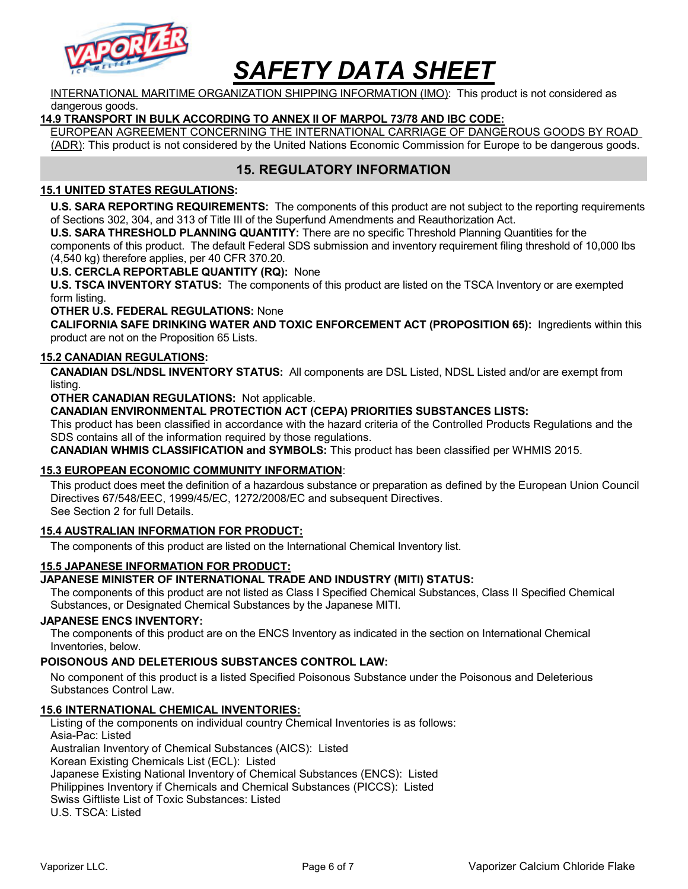INTERNATIONAL MARITIME ORGANIZATION SHIPPING INFORMATION (IMO): This product is not considered as dangerous goods.

**14.9 TRANSPORT IN BULK ACCORDING TO ANNEX II OF MARPOL 73/78 AND IBC CODE:**

EUROPEAN AGREEMENT CONCERNING THE INTERNATIONAL CARRIAGE OF DANGEROUS GOODS BY ROAD (ADR): This product is not considered by the United Nations Economic Commission for Europe to be dangerous goods.

## 15. REGULATORY INFORMATION

### 15.1 UNITED STATES REGULATIONS:

**U.S. SARA REPORTING REQUIREMENTS:** The components of this product are not subject to the reporting requirements of Sections 302, 304, and 313 of Title III of the Superfund Amendments and Reauthorization Act.

**U.S. SARA THRESHOLD PLANNING QUANTITY:** There are no specific Threshold Planning Quantities for the components of this product. The default Federal SDS submission and inventory requirement filing threshold of 10,000 lbs (4,540 kg) therefore applies, per 40 CFR 370.20.

**U.S. CERCLA REPORTABLE QUANTITY (RQ):** None

**U.S. TSCA INVENTORY STATUS:** The components of this product are listed on the TSCA Inventory or are exempted form listing.

**OTHER U.S. FEDERAL REGULATIONS:** None

**CALIFORNIA SAFE DRINKING WATER AND TOXIC ENFORCEMENT ACT (PROPOSITION 65):** Ingredients within this product are not on the Proposition 65 Lists.

### 15.2 CANADIAN REGULATIONS:

**CANADIAN DSL/NDSL INVENTORY STATUS:** All components are DSL Listed, NDSL Listed and/or are exempt from listing.

**OTHER CANADIAN REGULATIONS:** Not applicable.

**CANADIAN ENVIRONMENTAL PROTECTION ACT (CEPA) PRIORITIES SUBSTANCES LISTS:**

This product has been classified in accordance with the hazard criteria of the Controlled Products Regulations and the SDS contains all of the information required by those regulations.

**CANADIAN WHMIS CLASSIFICATION and SYMBOLS:** This product has been classified per WHMIS 2015.

### 15.3 EUROPEAN ECONOMIC COMMUNITY INFORMATION:

This product does meet the definition of a hazardous substance or preparation as defined by the European Union Council Directives 67/548/EEC, 1999/45/EC, 1272/2008/EC and subsequent Directives.

See Section 2 for full Details.

### 15.4 AUSTRALIAN INFORMATION FOR PRODUCT:

The components of this product are listed on the International Chemical Inventory list.

### 15.5 JAPANESE INFORMATION FOR PRODUCT:

**JAPANESE MINISTER OF INTERNATIONAL TRADE AND INDUSTRY (MITI) STATUS:**

The components of this product are not listed as Class I Specified Chemical Substances, Class II Specified Chemical Substances, or Designated Chemical Substances by the Japanese MITI.

**JAPANESE ENCS INVENTORY:**

The components of this product are on the ENCS Inventory as indicated in the section on International Chemical Inventories, below.

**POISONOUS AND DELETERIOUS SUBSTANCES CONTROL LAW:**

No component of this product is a listed Specified Poisonous Substance under the Poisonous and Deleterious Substances Control Law.

### 15.6 INTERNATIONAL CHEMICAL INVENTORIES:

Listing of the components on individual country Chemical Inventories is as follows:

Asia-Pac: Listed

Australian Inventory of Chemical Substances (AICS): Listed

Korean Existing Chemicals List (ECL): Listed

Japanese Existing National Inventory of Chemical Substances (ENCS): Listed

Philippines Inventory if Chemicals and Chemical Substances (PICCS): Listed

Swiss Giftliste List of Toxic Substances: Listed

U.S. TSCA: Listed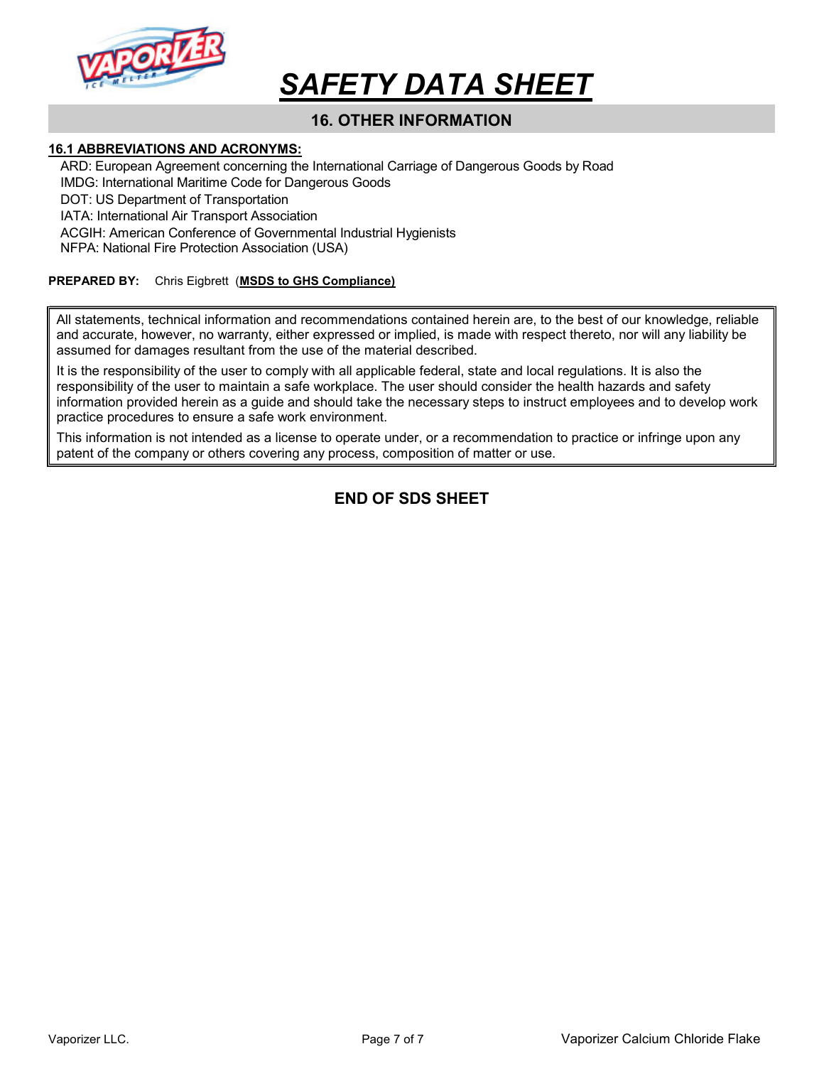# SAFETY DATA SHEET

## 16. OTHER INFORMATION

**16.1 ABBREVIATIONS AND ACRONYMS:**

ARD: European Agreement concerning the International Carriage of Dangerous Goods by Road
IMDG: International Maritime Code for Dangerous Goods
DOT: US Department of Transportation
IATA: International Air Transport Association
ACGIH: American Conference of Governmental Industrial Hygienists
NFPA: National Fire Protection Association (USA)

**PREPARED BY:** Chris Eigbrett (**MSDS to GHS Compliance)**

All statements, technical information and recommendations contained herein are, to the best of our knowledge, reliable and accurate, however, no warranty, either expressed or implied, is made with respect thereto, nor will any liability be assumed for damages resultant from the use of the material described.

It is the responsibility of the user to comply with all applicable federal, state and local regulations. It is also the responsibility of the user to maintain a safe workplace. The user should consider the health hazards and safety information provided herein as a guide and should take the necessary steps to instruct employees and to develop work practice procedures to ensure a safe work environment.

This information is not intended as a license to operate under, or a recommendation to practice or infringe upon any patent of the company or others covering any process, composition of matter or use.

**END OF SDS SHEET**